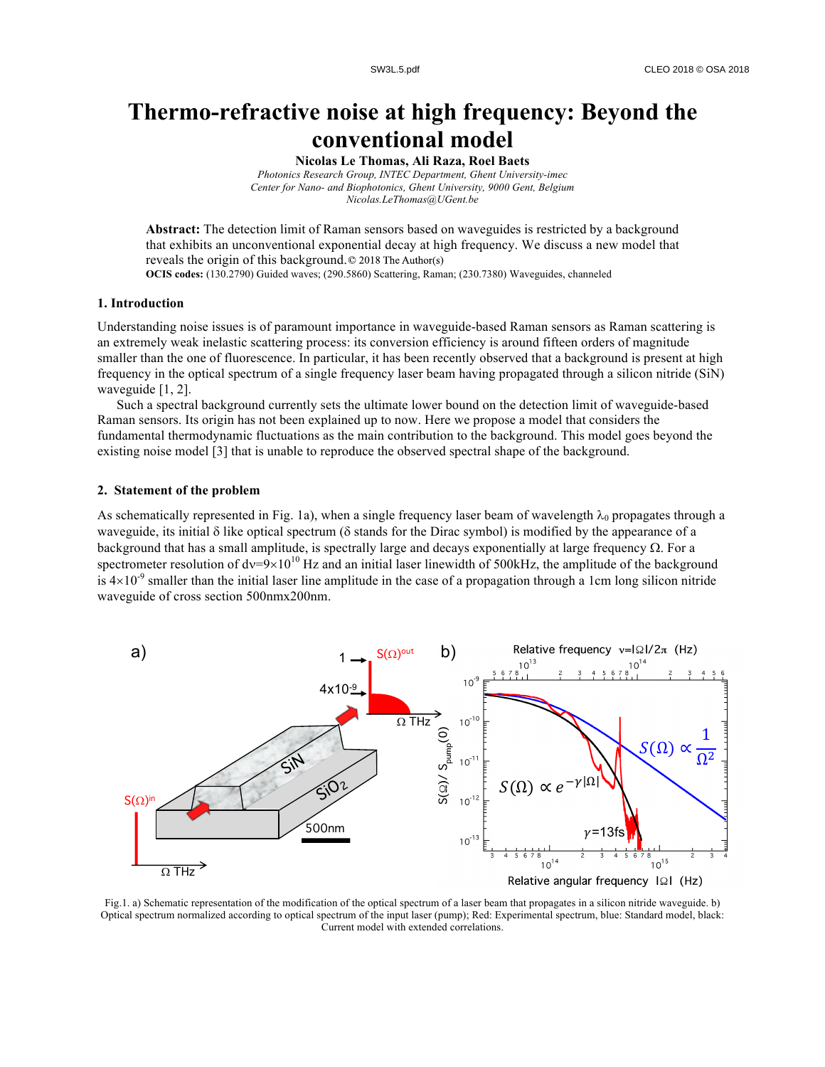# Thermo-refractive noise at high frequency: Beyond the conventional model

**Nicolas Le Thomas, Ali Raza, Roel Baets**

*Photonics Research Group, INTEC Department, Ghent University-imec*
*Center for Nano- and Biophotonics, Ghent University, 9000 Gent, Belgium*
*Nicolas.LeThomas@UGent.be*

**Abstract:** The detection limit of Raman sensors based on waveguides is restricted by a background that exhibits an unconventional exponential decay at high frequency. We discuss a new model that reveals the origin of this background. © 2018 The Author(s)

**OCIS codes:** (130.2790) Guided waves; (290.5860) Scattering, Raman; (230.7380) Waveguides, channeled

## 1. Introduction

Understanding noise issues is of paramount importance in waveguide-based Raman sensors as Raman scattering is an extremely weak inelastic scattering process: its conversion efficiency is around fifteen orders of magnitude smaller than the one of fluorescence. In particular, it has been recently observed that a background is present at high frequency in the optical spectrum of a single frequency laser beam having propagated through a silicon nitride (SiN) waveguide [1, 2].

Such a spectral background currently sets the ultimate lower bound on the detection limit of waveguide-based Raman sensors. Its origin has not been explained up to now. Here we propose a model that considers the fundamental thermodynamic fluctuations as the main contribution to the background. This model goes beyond the existing noise model [3] that is unable to reproduce the observed spectral shape of the background.

## 2. Statement of the problem

As schematically represented in Fig. 1a), when a single frequency laser beam of wavelength $\lambda_0$ propagates through a waveguide, its initial δ like optical spectrum (δ stands for the Dirac symbol) is modified by the appearance of a background that has a small amplitude, is spectrally large and decays exponentially at large frequency Ω. For a spectrometer resolution of $d\nu=9\times10^{10}$ Hz and an initial laser linewidth of 500kHz, the amplitude of the background is $4\times10^{-9}$ smaller than the initial laser line amplitude in the case of a propagation through a 1cm long silicon nitride waveguide of cross section 500nmx200nm.

Fig.1. a) Schematic representation of the modification of the optical spectrum of a laser beam that propagates in a silicon nitride waveguide. b) Optical spectrum normalized according to optical spectrum of the input laser (pump); Red: Experimental spectrum, blue: Standard model, black: Current model with extended correlations.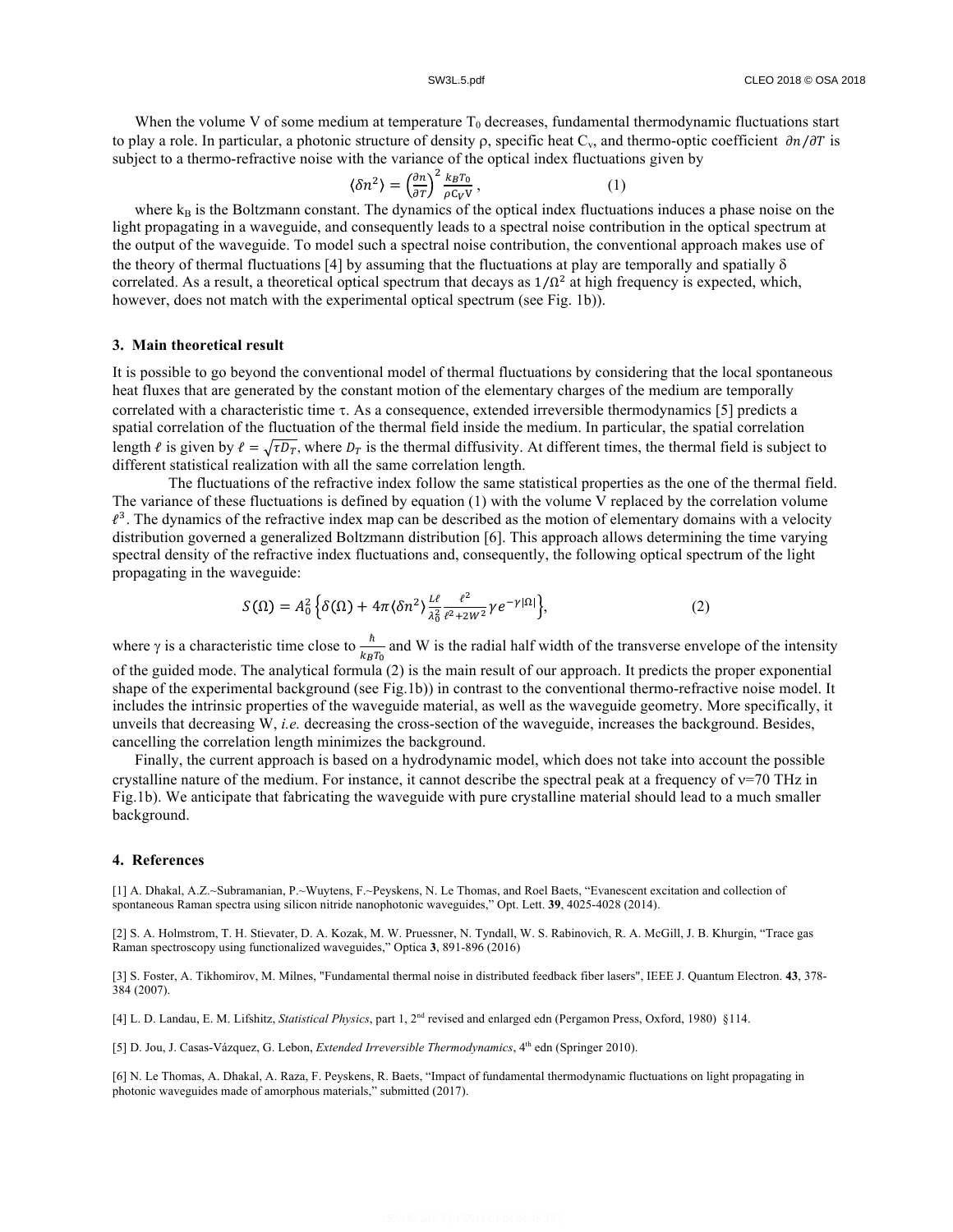When the volume V of some medium at temperature $T_0$ decreases, fundamental thermodynamic fluctuations start to play a role. In particular, a photonic structure of density ρ, specific heat $C_v$, and thermo-optic coefficient $\partial n/\partial T$ is subject to a thermo-refractive noise with the variance of the optical index fluctuations given by

$$\langle \delta n^2 \rangle = \left(\frac{\partial n}{\partial T}\right)^2 \frac{k_B T_0}{\rho C_V \mathrm{V}}, \qquad (1)$$

where $k_B$ is the Boltzmann constant. The dynamics of the optical index fluctuations induces a phase noise on the light propagating in a waveguide, and consequently leads to a spectral noise contribution in the optical spectrum at the output of the waveguide. To model such a spectral noise contribution, the conventional approach makes use of the theory of thermal fluctuations [4] by assuming that the fluctuations at play are temporally and spatially δ correlated. As a result, a theoretical optical spectrum that decays as $1/\Omega^2$ at high frequency is expected, which, however, does not match with the experimental optical spectrum (see Fig. 1b)).

## 3. Main theoretical result

It is possible to go beyond the conventional model of thermal fluctuations by considering that the local spontaneous heat fluxes that are generated by the constant motion of the elementary charges of the medium are temporally correlated with a characteristic time τ. As a consequence, extended irreversible thermodynamics [5] predicts a spatial correlation of the fluctuation of the thermal field inside the medium. In particular, the spatial correlation length $\ell$ is given by $\ell = \sqrt{\tau D_T}$, where $D_T$ is the thermal diffusivity. At different times, the thermal field is subject to different statistical realization with all the same correlation length.

The fluctuations of the refractive index follow the same statistical properties as the one of the thermal field. The variance of these fluctuations is defined by equation (1) with the volume V replaced by the correlation volume $\ell^3$. The dynamics of the refractive index map can be described as the motion of elementary domains with a velocity distribution governed a generalized Boltzmann distribution [6]. This approach allows determining the time varying spectral density of the refractive index fluctuations and, consequently, the following optical spectrum of the light propagating in the waveguide:

$$S(\Omega) = A_0^2 \left\{ \delta(\Omega) + 4\pi \langle \delta n^2 \rangle \frac{L\ell}{\lambda_0^2} \frac{\ell^2}{\ell^2 + 2W^2} \gamma e^{-\gamma|\Omega|} \right\}, \qquad (2)$$

where γ is a characteristic time close to $\frac{\hbar}{k_B T_0}$ and W is the radial half width of the transverse envelope of the intensity of the guided mode. The analytical formula (2) is the main result of our approach. It predicts the proper exponential shape of the experimental background (see Fig.1b)) in contrast to the conventional thermo-refractive noise model. It includes the intrinsic properties of the waveguide material, as well as the waveguide geometry. More specifically, it unveils that decreasing W, *i.e.* decreasing the cross-section of the waveguide, increases the background. Besides, cancelling the correlation length minimizes the background.

Finally, the current approach is based on a hydrodynamic model, which does not take into account the possible crystalline nature of the medium. For instance, it cannot describe the spectral peak at a frequency of ν=70 THz in Fig.1b). We anticipate that fabricating the waveguide with pure crystalline material should lead to a much smaller background.

## 4. References

[1] A. Dhakal, A.Z.~Subramanian, P.~Wuytens, F.~Peyskens, N. Le Thomas, and Roel Baets, "Evanescent excitation and collection of spontaneous Raman spectra using silicon nitride nanophotonic waveguides," Opt. Lett. **39**, 4025-4028 (2014).

[2] S. A. Holmstrom, T. H. Stievater, D. A. Kozak, M. W. Pruessner, N. Tyndall, W. S. Rabinovich, R. A. McGill, J. B. Khurgin, "Trace gas Raman spectroscopy using functionalized waveguides," Optica **3**, 891-896 (2016)

[3] S. Foster, A. Tikhomirov, M. Milnes, "Fundamental thermal noise in distributed feedback fiber lasers", IEEE J. Quantum Electron. **43**, 378-384 (2007).

[4] L. D. Landau, E. M. Lifshitz, *Statistical Physics*, part 1, 2nd revised and enlarged edn (Pergamon Press, Oxford, 1980) §114.

[5] D. Jou, J. Casas-Vázquez, G. Lebon, *Extended Irreversible Thermodynamics*, 4th edn (Springer 2010).

[6] N. Le Thomas, A. Dhakal, A. Raza, F. Peyskens, R. Baets, "Impact of fundamental thermodynamic fluctuations on light propagating in photonic waveguides made of amorphous materials," submitted (2017).